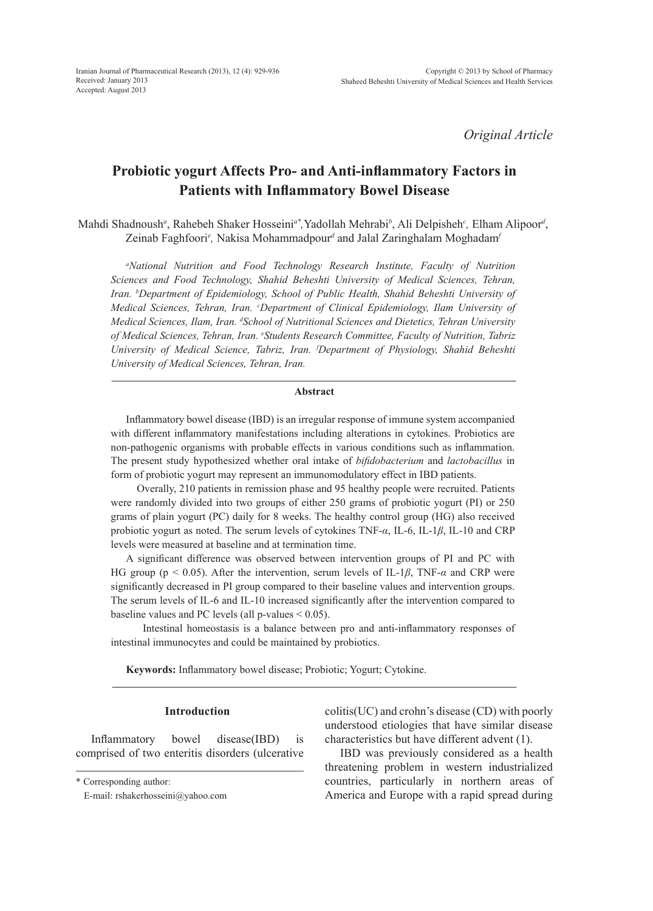*Original Article*

# Probiotic yogurt Affects Pro- and Anti-inflammatory Factors in Patients with Inflammatory Bowel Disease

Mahdi Shadnoush[a], Rahebeh Shaker Hosseini[a*], Yadollah Mehrabi[b], Ali Delpisheh[c], Elham Alipoor[d], Zeinab Faghfoori[e], Nakisa Mohammadpour[d] and Jalal Zaringhalam Moghadam[f]

*[a]National Nutrition and Food Technology Research Institute, Faculty of Nutrition Sciences and Food Technology, Shahid Beheshti University of Medical Sciences, Tehran, Iran. [b]Department of Epidemiology, School of Public Health, Shahid Beheshti University of Medical Sciences, Tehran, Iran. [c]Department of Clinical Epidemiology, Ilam University of Medical Sciences, Ilam, Iran. [d]School of Nutritional Sciences and Dietetics, Tehran University of Medical Sciences, Tehran, Iran. [e]Students Research Committee, Faculty of Nutrition, Tabriz University of Medical Science, Tabriz, Iran. [f]Department of Physiology, Shahid Beheshti University of Medical Sciences, Tehran, Iran.*

## Abstract

Inflammatory bowel disease (IBD) is an irregular response of immune system accompanied with different inflammatory manifestations including alterations in cytokines. Probiotics are non-pathogenic organisms with probable effects in various conditions such as inflammation. The present study hypothesized whether oral intake of *bifidobacterium* and *lactobacillus* in form of probiotic yogurt may represent an immunomodulatory effect in IBD patients.

Overally, 210 patients in remission phase and 95 healthy people were recruited. Patients were randomly divided into two groups of either 250 grams of probiotic yogurt (PI) or 250 grams of plain yogurt (PC) daily for 8 weeks. The healthy control group (HG) also received probiotic yogurt as noted. The serum levels of cytokines TNF-$\alpha$, IL-6, IL-1$\beta$, IL-10 and CRP levels were measured at baseline and at termination time.

A significant difference was observed between intervention groups of PI and PC with HG group ($p < 0.05$). After the intervention, serum levels of IL-1$\beta$, TNF-$\alpha$ and CRP were significantly decreased in PI group compared to their baseline values and intervention groups. The serum levels of IL-6 and IL-10 increased significantly after the intervention compared to baseline values and PC levels (all p-values $< 0.05$).

Intestinal homeostasis is a balance between pro and anti-inflammatory responses of intestinal immunocytes and could be maintained by probiotics.

**Keywords:** Inflammatory bowel disease; Probiotic; Yogurt; Cytokine.

## Introduction

Inflammatory bowel disease(IBD) is comprised of two enteritis disorders (ulcerative colitis(UC) and crohn's disease (CD) with poorly understood etiologies that have similar disease characteristics but have different advent (1).

IBD was previously considered as a health threatening problem in western industrialized countries, particularly in northern areas of America and Europe with a rapid spread during

\* Corresponding author:
E-mail: rshakerhosseini@yahoo.com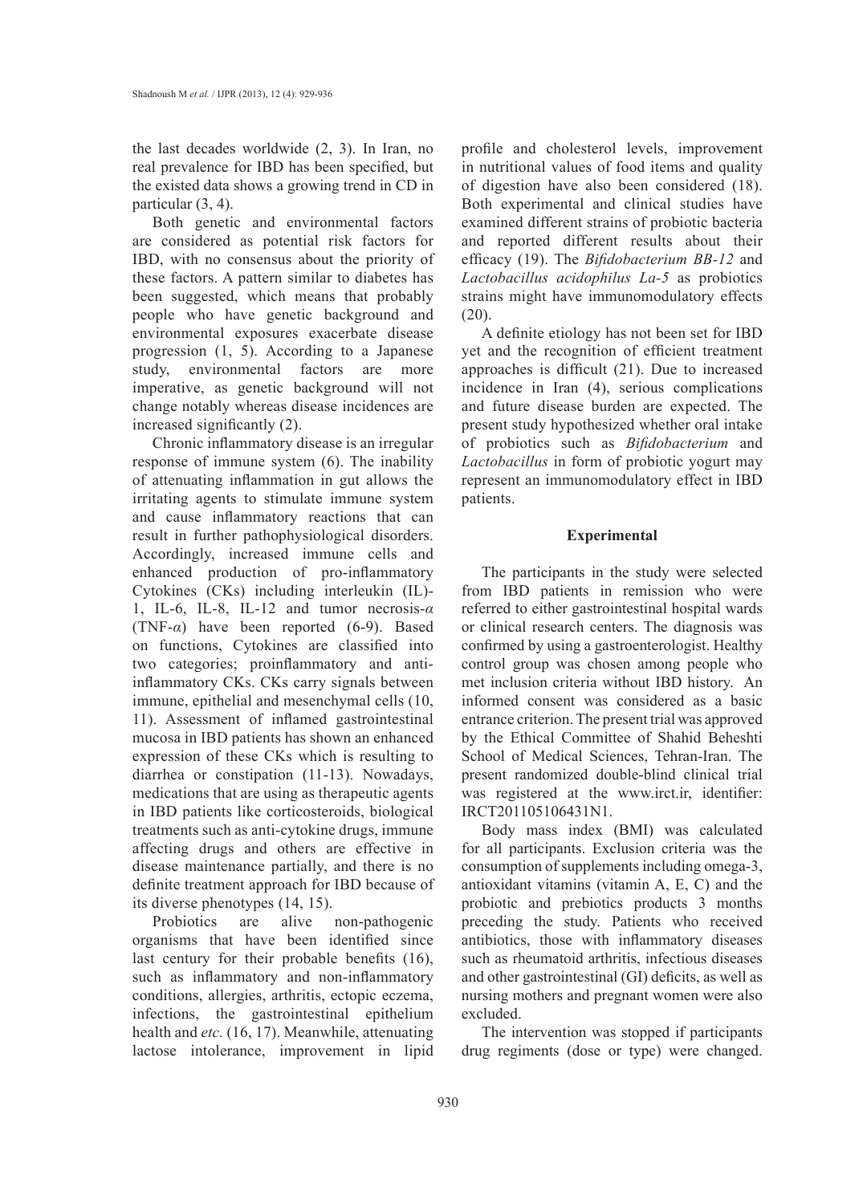the last decades worldwide (2, 3). In Iran, no real prevalence for IBD has been specified, but the existed data shows a growing trend in CD in particular (3, 4).

Both genetic and environmental factors are considered as potential risk factors for IBD, with no consensus about the priority of these factors. A pattern similar to diabetes has been suggested, which means that probably people who have genetic background and environmental exposures exacerbate disease progression (1, 5). According to a Japanese study, environmental factors are more imperative, as genetic background will not change notably whereas disease incidences are increased significantly (2).

Chronic inflammatory disease is an irregular response of immune system (6). The inability of attenuating inflammation in gut allows the irritating agents to stimulate immune system and cause inflammatory reactions that can result in further pathophysiological disorders. Accordingly, increased immune cells and enhanced production of pro-inflammatory Cytokines (CKs) including interleukin (IL)-1, IL-6, IL-8, IL-12 and tumor necrosis-$\alpha$ (TNF-$\alpha$) have been reported (6-9). Based on functions, Cytokines are classified into two categories; proinflammatory and anti-inflammatory CKs. CKs carry signals between immune, epithelial and mesenchymal cells (10, 11). Assessment of inflamed gastrointestinal mucosa in IBD patients has shown an enhanced expression of these CKs which is resulting to diarrhea or constipation (11-13). Nowadays, medications that are using as therapeutic agents in IBD patients like corticosteroids, biological treatments such as anti-cytokine drugs, immune affecting drugs and others are effective in disease maintenance partially, and there is no definite treatment approach for IBD because of its diverse phenotypes (14, 15).

Probiotics are alive non-pathogenic organisms that have been identified since last century for their probable benefits (16), such as inflammatory and non-inflammatory conditions, allergies, arthritis, ectopic eczema, infections, the gastrointestinal epithelium health and *etc.* (16, 17). Meanwhile, attenuating lactose intolerance, improvement in lipid profile and cholesterol levels, improvement in nutritional values of food items and quality of digestion have also been considered (18). Both experimental and clinical studies have examined different strains of probiotic bacteria and reported different results about their efficacy (19). The *Bifidobacterium BB-12* and *Lactobacillus acidophilus La-5* as probiotics strains might have immunomodulatory effects (20).

A definite etiology has not been set for IBD yet and the recognition of efficient treatment approaches is difficult (21). Due to increased incidence in Iran (4), serious complications and future disease burden are expected. The present study hypothesized whether oral intake of probiotics such as *Bifidobacterium* and *Lactobacillus* in form of probiotic yogurt may represent an immunomodulatory effect in IBD patients.

## Experimental

The participants in the study were selected from IBD patients in remission who were referred to either gastrointestinal hospital wards or clinical research centers. The diagnosis was confirmed by using a gastroenterologist. Healthy control group was chosen among people who met inclusion criteria without IBD history. An informed consent was considered as a basic entrance criterion. The present trial was approved by the Ethical Committee of Shahid Beheshti School of Medical Sciences, Tehran-Iran. The present randomized double-blind clinical trial was registered at the www.irct.ir, identifier: IRCT201105106431N1.

Body mass index (BMI) was calculated for all participants. Exclusion criteria was the consumption of supplements including omega-3, antioxidant vitamins (vitamin A, E, C) and the probiotic and prebiotics products 3 months preceding the study. Patients who received antibiotics, those with inflammatory diseases such as rheumatoid arthritis, infectious diseases and other gastrointestinal (GI) deficits, as well as nursing mothers and pregnant women were also excluded.

The intervention was stopped if participants drug regiments (dose or type) were changed.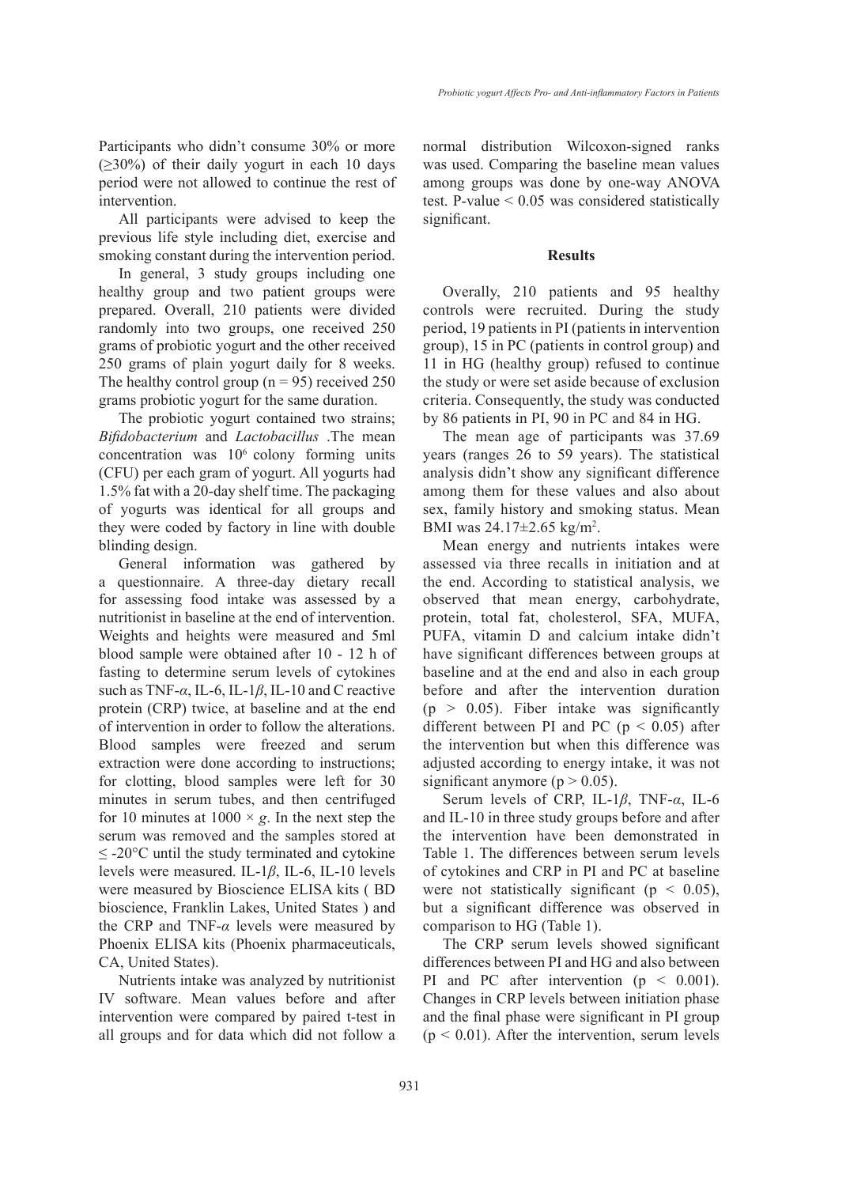Participants who didn't consume 30% or more (≥30%) of their daily yogurt in each 10 days period were not allowed to continue the rest of intervention.

All participants were advised to keep the previous life style including diet, exercise and smoking constant during the intervention period.

In general, 3 study groups including one healthy group and two patient groups were prepared. Overall, 210 patients were divided randomly into two groups, one received 250 grams of probiotic yogurt and the other received 250 grams of plain yogurt daily for 8 weeks. The healthy control group ($n = 95$) received 250 grams probiotic yogurt for the same duration.

The probiotic yogurt contained two strains; *Bifidobacterium* and *Lactobacillus* .The mean concentration was $10^6$ colony forming units (CFU) per each gram of yogurt. All yogurts had 1.5% fat with a 20-day shelf time. The packaging of yogurts was identical for all groups and they were coded by factory in line with double blinding design.

General information was gathered by a questionnaire. A three-day dietary recall for assessing food intake was assessed by a nutritionist in baseline at the end of intervention. Weights and heights were measured and 5ml blood sample were obtained after 10 - 12 h of fasting to determine serum levels of cytokines such as TNF-*α*, IL-6, IL-1*β*, IL-10 and C reactive protein (CRP) twice, at baseline and at the end of intervention in order to follow the alterations. Blood samples were freezed and serum extraction were done according to instructions; for clotting, blood samples were left for 30 minutes in serum tubes, and then centrifuged for 10 minutes at $1000 \times g$. In the next step the serum was removed and the samples stored at ≤ -20°C until the study terminated and cytokine levels were measured. IL-1*β*, IL-6, IL-10 levels were measured by Bioscience ELISA kits ( BD bioscience, Franklin Lakes, United States ) and the CRP and TNF-*α* levels were measured by Phoenix ELISA kits (Phoenix pharmaceuticals, CA, United States).

Nutrients intake was analyzed by nutritionist IV software. Mean values before and after intervention were compared by paired t-test in all groups and for data which did not follow a normal distribution Wilcoxon-signed ranks was used. Comparing the baseline mean values among groups was done by one-way ANOVA test. P-value < 0.05 was considered statistically significant.

## Results

Overally, 210 patients and 95 healthy controls were recruited. During the study period, 19 patients in PI (patients in intervention group), 15 in PC (patients in control group) and 11 in HG (healthy group) refused to continue the study or were set aside because of exclusion criteria. Consequently, the study was conducted by 86 patients in PI, 90 in PC and 84 in HG.

The mean age of participants was 37.69 years (ranges 26 to 59 years). The statistical analysis didn't show any significant difference among them for these values and also about sex, family history and smoking status. Mean BMI was 24.17±2.65 kg/m$^2$.

Mean energy and nutrients intakes were assessed via three recalls in initiation and at the end. According to statistical analysis, we observed that mean energy, carbohydrate, protein, total fat, cholesterol, SFA, MUFA, PUFA, vitamin D and calcium intake didn't have significant differences between groups at baseline and at the end and also in each group before and after the intervention duration ($p > 0.05$). Fiber intake was significantly different between PI and PC ($p < 0.05$) after the intervention but when this difference was adjusted according to energy intake, it was not significant anymore ($p > 0.05$).

Serum levels of CRP, IL-1*β*, TNF-*α*, IL-6 and IL-10 in three study groups before and after the intervention have been demonstrated in Table 1. The differences between serum levels of cytokines and CRP in PI and PC at baseline were not statistically significant ($p < 0.05$), but a significant difference was observed in comparison to HG (Table 1).

The CRP serum levels showed significant differences between PI and HG and also between PI and PC after intervention ($p < 0.001$). Changes in CRP levels between initiation phase and the final phase were significant in PI group ($p < 0.01$). After the intervention, serum levels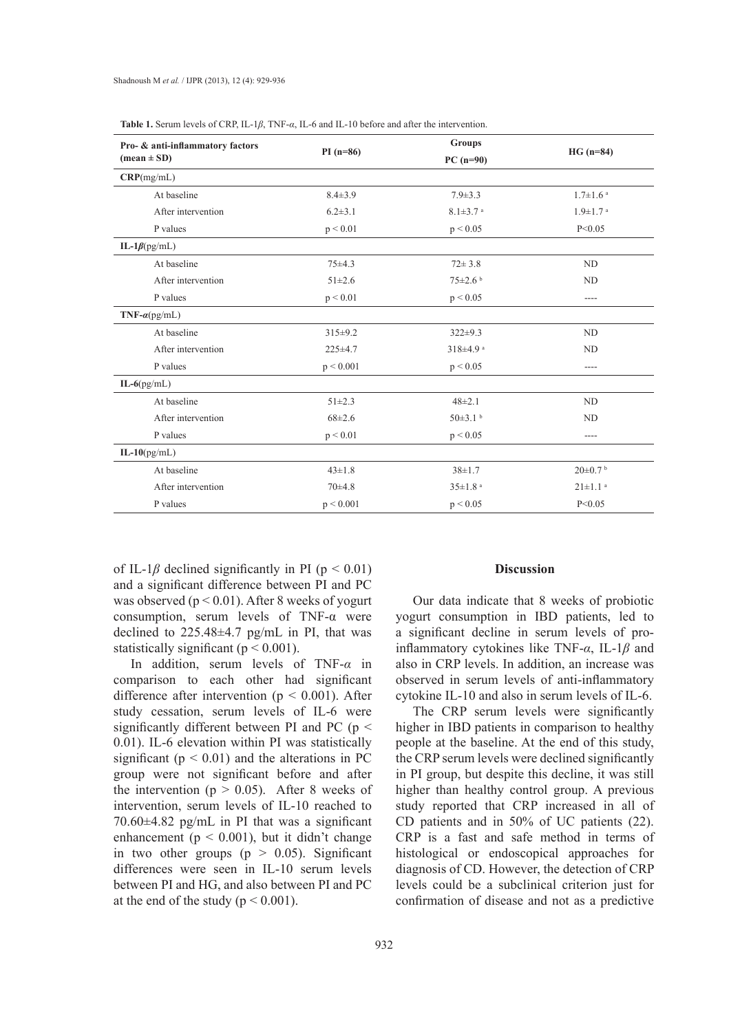**Table 1.** Serum levels of CRP, IL-1$\beta$, TNF-$\alpha$, IL-6 and IL-10 before and after the intervention.

| Pro- & anti-inflammatory factors (mean ± SD) | PI (n=86) | Groups PC (n=90) | HG (n=84) |
|---|---|---|---|
| **CRP**(mg/mL) | | | |
| At baseline | 8.4±3.9 | 7.9±3.3 | 1.7±1.6 [a] |
| After intervention | 6.2±3.1 | 8.1±3.7 [a] | 1.9±1.7 [a] |
| P values | p < 0.01 | p < 0.05 | P<0.05 |
| **IL-1$\beta$**(pg/mL) | | | |
| At baseline | 75±4.3 | 72± 3.8 | ND |
| After intervention | 51±2.6 | 75±2.6 [b] | ND |
| P values | p < 0.01 | p < 0.05 | ---- |
| **TNF-$\alpha$**(pg/mL) | | | |
| At baseline | 315±9.2 | 322±9.3 | ND |
| After intervention | 225±4.7 | 318±4.9 [a] | ND |
| P values | p < 0.001 | p < 0.05 | ---- |
| **IL-6**(pg/mL) | | | |
| At baseline | 51±2.3 | 48±2.1 | ND |
| After intervention | 68±2.6 | 50±3.1 [b] | ND |
| P values | p < 0.01 | p < 0.05 | ---- |
| **IL-10**(pg/mL) | | | |
| At baseline | 43±1.8 | 38±1.7 | 20±0.7 [b] |
| After intervention | 70±4.8 | 35±1.8 [a] | 21±1.1 [a] |
| P values | p < 0.001 | p < 0.05 | P<0.05 |

of IL-1$\beta$ declined significantly in PI ($p < 0.01$) and a significant difference between PI and PC was observed ($p < 0.01$). After 8 weeks of yogurt consumption, serum levels of TNF-α were declined to 225.48±4.7 pg/mL in PI, that was statistically significant ($p < 0.001$).

In addition, serum levels of TNF-$\alpha$ in comparison to each other had significant difference after intervention ($p < 0.001$). After study cessation, serum levels of IL-6 were significantly different between PI and PC ($p < 0.01$). IL-6 elevation within PI was statistically significant ($p < 0.01$) and the alterations in PC group were not significant before and after the intervention ($p > 0.05$). After 8 weeks of intervention, serum levels of IL-10 reached to 70.60±4.82 pg/mL in PI that was a significant enhancement ($p < 0.001$), but it didn't change in two other groups ($p > 0.05$). Significant differences were seen in IL-10 serum levels between PI and HG, and also between PI and PC at the end of the study ($p < 0.001$).

## Discussion

Our data indicate that 8 weeks of probiotic yogurt consumption in IBD patients, led to a significant decline in serum levels of pro-inflammatory cytokines like TNF-$\alpha$, IL-1$\beta$ and also in CRP levels. In addition, an increase was observed in serum levels of anti-inflammatory cytokine IL-10 and also in serum levels of IL-6.

The CRP serum levels were significantly higher in IBD patients in comparison to healthy people at the baseline. At the end of this study, the CRP serum levels were declined significantly in PI group, but despite this decline, it was still higher than healthy control group. A previous study reported that CRP increased in all of CD patients and in 50% of UC patients (22). CRP is a fast and safe method in terms of histological or endoscopical approaches for diagnosis of CD. However, the detection of CRP levels could be a subclinical criterion just for confirmation of disease and not as a predictive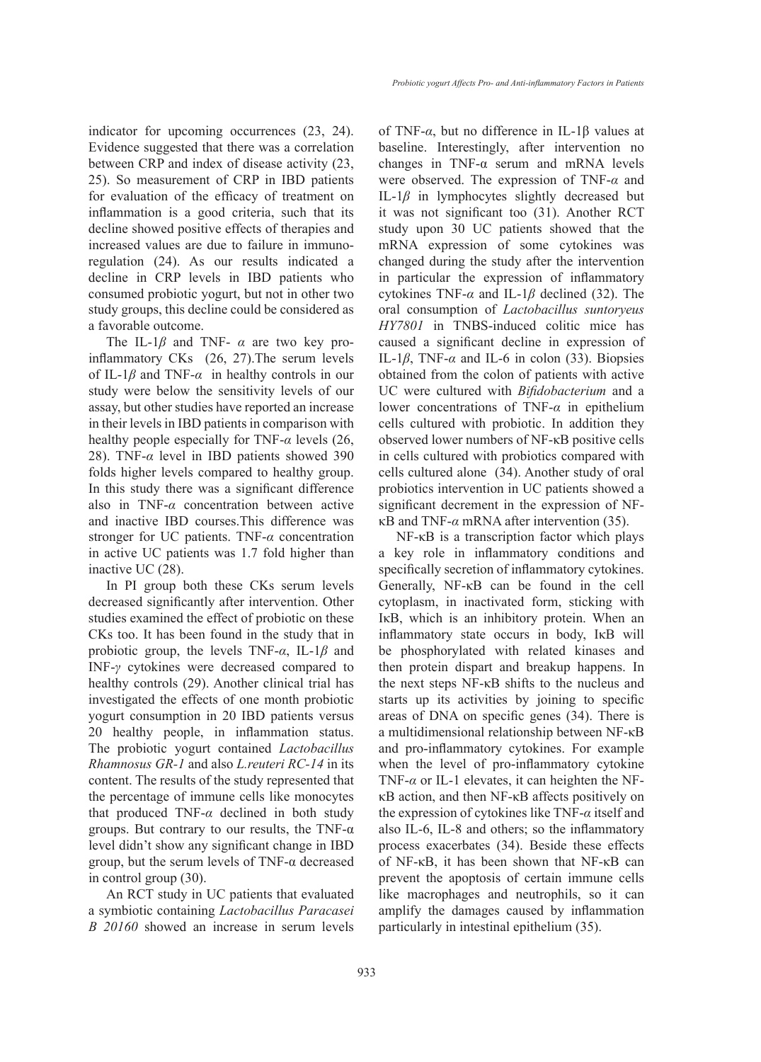indicator for upcoming occurrences (23, 24). Evidence suggested that there was a correlation between CRP and index of disease activity (23, 25). So measurement of CRP in IBD patients for evaluation of the efficacy of treatment on inflammation is a good criteria, such that its decline showed positive effects of therapies and increased values are due to failure in immuno-regulation (24). As our results indicated a decline in CRP levels in IBD patients who consumed probiotic yogurt, but not in other two study groups, this decline could be considered as a favorable outcome.

The IL-1*β* and TNF- *α* are two key pro-inflammatory CKs (26, 27).The serum levels of IL-1*β* and TNF-*α* in healthy controls in our study were below the sensitivity levels of our assay, but other studies have reported an increase in their levels in IBD patients in comparison with healthy people especially for TNF-*α* levels (26, 28). TNF-*α* level in IBD patients showed 390 folds higher levels compared to healthy group. In this study there was a significant difference also in TNF-*α* concentration between active and inactive IBD courses.This difference was stronger for UC patients. TNF-*α* concentration in active UC patients was 1.7 fold higher than inactive UC (28).

In PI group both these CKs serum levels decreased significantly after intervention. Other studies examined the effect of probiotic on these CKs too. It has been found in the study that in probiotic group, the levels TNF-*α*, IL-1*β* and INF-*γ* cytokines were decreased compared to healthy controls (29). Another clinical trial has investigated the effects of one month probiotic yogurt consumption in 20 IBD patients versus 20 healthy people, in inflammation status. The probiotic yogurt contained *Lactobacillus Rhamnosus GR-1* and also *L.reuteri RC-14* in its content. The results of the study represented that the percentage of immune cells like monocytes that produced TNF-*α* declined in both study groups. But contrary to our results, the TNF-α level didn't show any significant change in IBD group, but the serum levels of TNF-α decreased in control group (30).

An RCT study in UC patients that evaluated a symbiotic containing *Lactobacillus Paracasei B 20160* showed an increase in serum levels of TNF-*α*, but no difference in IL-1β values at baseline. Interestingly, after intervention no changes in TNF-α serum and mRNA levels were observed. The expression of TNF-*α* and IL-1*β* in lymphocytes slightly decreased but it was not significant too (31). Another RCT study upon 30 UC patients showed that the mRNA expression of some cytokines was changed during the study after the intervention in particular the expression of inflammatory cytokines TNF-*α* and IL-1*β* declined (32). The oral consumption of *Lactobacillus suntoryeus HY7801* in TNBS-induced colitic mice has caused a significant decline in expression of IL-1*β*, TNF-*α* and IL-6 in colon (33). Biopsies obtained from the colon of patients with active UC were cultured with *Bifidobacterium* and a lower concentrations of TNF-*α* in epithelium cells cultured with probiotic. In addition they observed lower numbers of NF-κB positive cells in cells cultured with probiotics compared with cells cultured alone (34). Another study of oral probiotics intervention in UC patients showed a significant decrement in the expression of NF-κB and TNF-*α* mRNA after intervention (35).

NF-κB is a transcription factor which plays a key role in inflammatory conditions and specifically secretion of inflammatory cytokines. Generally, NF-κB can be found in the cell cytoplasm, in inactivated form, sticking with IκB, which is an inhibitory protein. When an inflammatory state occurs in body, IκB will be phosphorylated with related kinases and then protein dispart and breakup happens. In the next steps NF-κB shifts to the nucleus and starts up its activities by joining to specific areas of DNA on specific genes (34). There is a multidimensional relationship between NF-κB and pro-inflammatory cytokines. For example when the level of pro-inflammatory cytokine TNF-*α* or IL-1 elevates, it can heighten the NF-κB action, and then NF-κB affects positively on the expression of cytokines like TNF-*α* itself and also IL-6, IL-8 and others; so the inflammatory process exacerbates (34). Beside these effects of NF-κB, it has been shown that NF-κB can prevent the apoptosis of certain immune cells like macrophages and neutrophils, so it can amplify the damages caused by inflammation particularly in intestinal epithelium (35).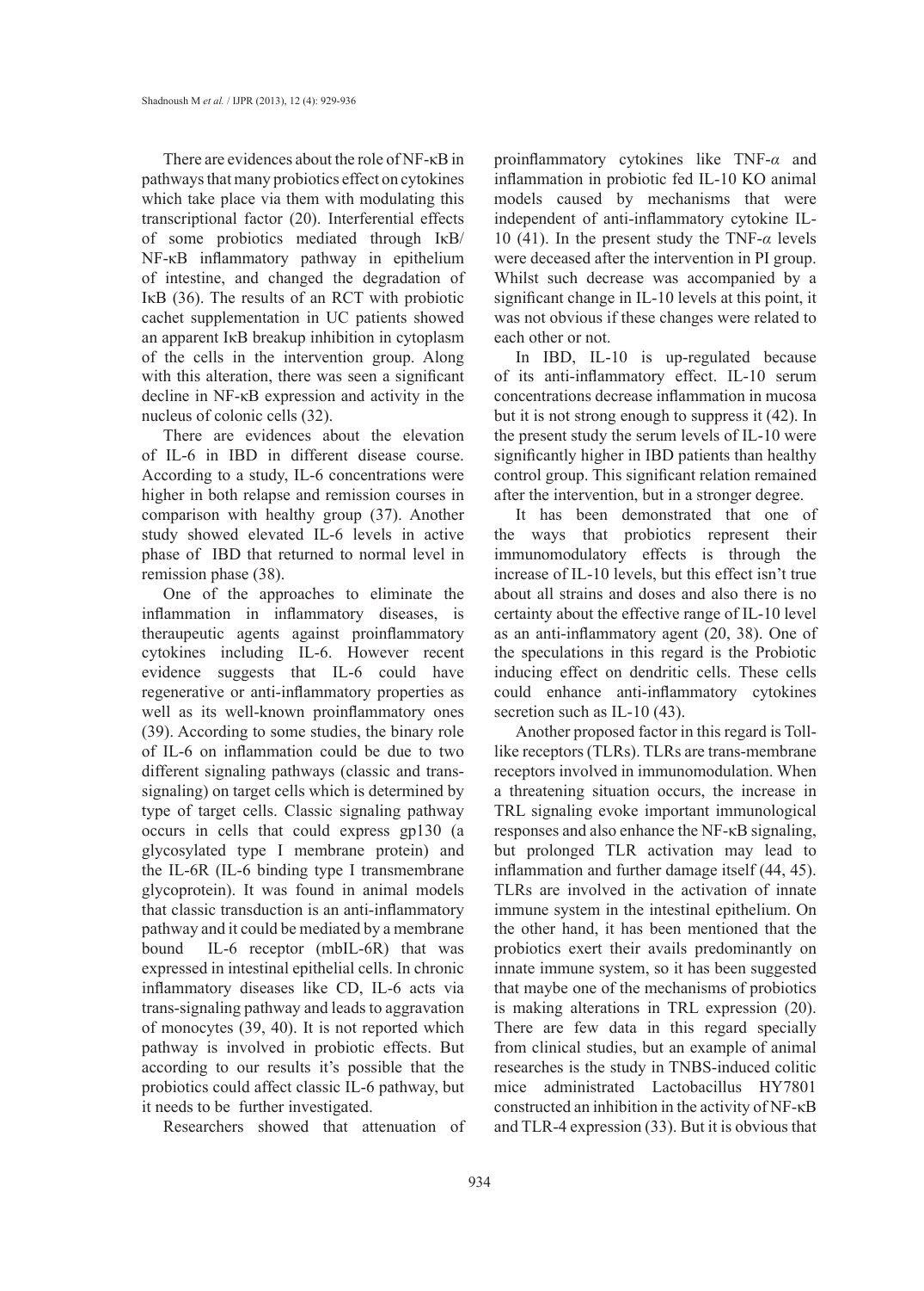There are evidences about the role of NF-κB in pathways that many probiotics effect on cytokines which take place via them with modulating this transcriptional factor (20). Interferential effects of some probiotics mediated through IκB/NF-κB inflammatory pathway in epithelium of intestine, and changed the degradation of IκB (36). The results of an RCT with probiotic cachet supplementation in UC patients showed an apparent IκB breakup inhibition in cytoplasm of the cells in the intervention group. Along with this alteration, there was seen a significant decline in NF-κB expression and activity in the nucleus of colonic cells (32).

There are evidences about the elevation of IL-6 in IBD in different disease course. According to a study, IL-6 concentrations were higher in both relapse and remission courses in comparison with healthy group (37). Another study showed elevated IL-6 levels in active phase of IBD that returned to normal level in remission phase (38).

One of the approaches to eliminate the inflammation in inflammatory diseases, is theraupeutic agents against proinflammatory cytokines including IL-6. However recent evidence suggests that IL-6 could have regenerative or anti-inflammatory properties as well as its well-known proinflammatory ones (39). According to some studies, the binary role of IL-6 on inflammation could be due to two different signaling pathways (classic and trans-signaling) on target cells which is determined by type of target cells. Classic signaling pathway occurs in cells that could express gp130 (a glycosylated type I membrane protein) and the IL-6R (IL-6 binding type I transmembrane glycoprotein). It was found in animal models that classic transduction is an anti-inflammatory pathway and it could be mediated by a membrane bound IL-6 receptor (mbIL-6R) that was expressed in intestinal epithelial cells. In chronic inflammatory diseases like CD, IL-6 acts via trans-signaling pathway and leads to aggravation of monocytes (39, 40). It is not reported which pathway is involved in probiotic effects. But according to our results it's possible that the probiotics could affect classic IL-6 pathway, but it needs to be further investigated.

Researchers showed that attenuation of proinflammatory cytokines like TNF-*α* and inflammation in probiotic fed IL-10 KO animal models caused by mechanisms that were independent of anti-inflammatory cytokine IL-10 (41). In the present study the TNF-*α* levels were deceased after the intervention in PI group. Whilst such decrease was accompanied by a significant change in IL-10 levels at this point, it was not obvious if these changes were related to each other or not.

In IBD, IL-10 is up-regulated because of its anti-inflammatory effect. IL-10 serum concentrations decrease inflammation in mucosa but it is not strong enough to suppress it (42). In the present study the serum levels of IL-10 were significantly higher in IBD patients than healthy control group. This significant relation remained after the intervention, but in a stronger degree.

It has been demonstrated that one of the ways that probiotics represent their immunomodulatory effects is through the increase of IL-10 levels, but this effect isn't true about all strains and doses and also there is no certainty about the effective range of IL-10 level as an anti-inflammatory agent (20, 38). One of the speculations in this regard is the Probiotic inducing effect on dendritic cells. These cells could enhance anti-inflammatory cytokines secretion such as IL-10 (43).

Another proposed factor in this regard is Toll-like receptors (TLRs). TLRs are trans-membrane receptors involved in immunomodulation. When a threatening situation occurs, the increase in TRL signaling evoke important immunological responses and also enhance the NF-κB signaling, but prolonged TLR activation may lead to inflammation and further damage itself (44, 45). TLRs are involved in the activation of innate immune system in the intestinal epithelium. On the other hand, it has been mentioned that the probiotics exert their avails predominantly on innate immune system, so it has been suggested that maybe one of the mechanisms of probiotics is making alterations in TRL expression (20). There are few data in this regard specially from clinical studies, but an example of animal researches is the study in TNBS-induced colitic mice administrated Lactobacillus HY7801 constructed an inhibition in the activity of NF-κB and TLR-4 expression (33). But it is obvious that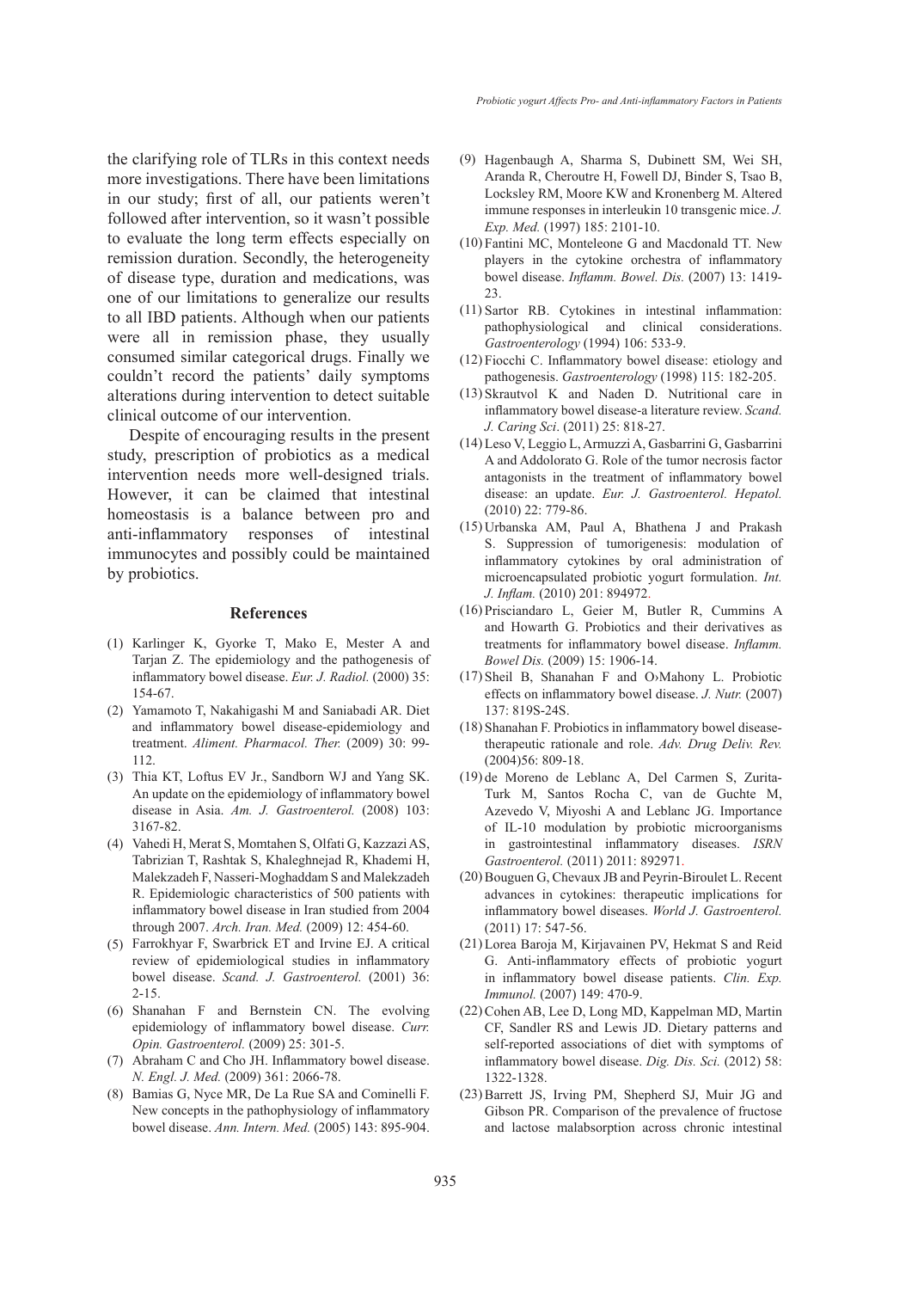the clarifying role of TLRs in this context needs more investigations. There have been limitations in our study; first of all, our patients weren't followed after intervention, so it wasn't possible to evaluate the long term effects especially on remission duration. Secondly, the heterogeneity of disease type, duration and medications, was one of our limitations to generalize our results to all IBD patients. Although when our patients were all in remission phase, they usually consumed similar categorical drugs. Finally we couldn't record the patients' daily symptoms alterations during intervention to detect suitable clinical outcome of our intervention.

Despite of encouraging results in the present study, prescription of probiotics as a medical intervention needs more well-designed trials. However, it can be claimed that intestinal homeostasis is a balance between pro and anti-inflammatory responses of intestinal immunocytes and possibly could be maintained by probiotics.

## References

(1) Karlinger K, Gyorke T, Mako E, Mester A and Tarjan Z. The epidemiology and the pathogenesis of inflammatory bowel disease. *Eur. J. Radiol.* (2000) 35: 154-67.

(2) Yamamoto T, Nakahigashi M and Saniabadi AR. Diet and inflammatory bowel disease-epidemiology and treatment. *Aliment. Pharmacol. Ther.* (2009) 30: 99-112.

(3) Thia KT, Loftus EV Jr., Sandborn WJ and Yang SK. An update on the epidemiology of inflammatory bowel disease in Asia. *Am. J. Gastroenterol.* (2008) 103: 3167-82.

(4) Vahedi H, Merat S, Momtahen S, Olfati G, Kazzazi AS, Tabrizian T, Rashtak S, Khaleghnejad R, Khademi H, Malekzadeh F, Nasseri-Moghaddam S and Malekzadeh R. Epidemiologic characteristics of 500 patients with inflammatory bowel disease in Iran studied from 2004 through 2007. *Arch. Iran. Med.* (2009) 12: 454-60.

(5) Farrokhyar F, Swarbrick ET and Irvine EJ. A critical review of epidemiological studies in inflammatory bowel disease. *Scand. J. Gastroenterol.* (2001) 36: 2-15.

(6) Shanahan F and Bernstein CN. The evolving epidemiology of inflammatory bowel disease. *Curr. Opin. Gastroenterol.* (2009) 25: 301-5.

(7) Abraham C and Cho JH. Inflammatory bowel disease. *N. Engl. J. Med.* (2009) 361: 2066-78.

(8) Bamias G, Nyce MR, De La Rue SA and Cominelli F. New concepts in the pathophysiology of inflammatory bowel disease. *Ann. Intern. Med.* (2005) 143: 895-904.

(9) Hagenbaugh A, Sharma S, Dubinett SM, Wei SH, Aranda R, Cheroutre H, Fowell DJ, Binder S, Tsao B, Locksley RM, Moore KW and Kronenberg M. Altered immune responses in interleukin 10 transgenic mice. *J. Exp. Med.* (1997) 185: 2101-10.

(10) Fantini MC, Monteleone G and Macdonald TT. New players in the cytokine orchestra of inflammatory bowel disease. *Inflamm. Bowel. Dis.* (2007) 13: 1419-23.

(11) Sartor RB. Cytokines in intestinal inflammation: pathophysiological and clinical considerations. *Gastroenterology* (1994) 106: 533-9.

(12) Fiocchi C. Inflammatory bowel disease: etiology and pathogenesis. *Gastroenterology* (1998) 115: 182-205.

(13) Skrautvol K and Naden D. Nutritional care in inflammatory bowel disease-a literature review. *Scand. J. Caring Sci*. (2011) 25: 818-27.

(14) Leso V, Leggio L, Armuzzi A, Gasbarrini G, Gasbarrini A and Addolorato G. Role of the tumor necrosis factor antagonists in the treatment of inflammatory bowel disease: an update. *Eur. J. Gastroenterol. Hepatol.* (2010) 22: 779-86.

(15) Urbanska AM, Paul A, Bhathena J and Prakash S. Suppression of tumorigenesis: modulation of inflammatory cytokines by oral administration of microencapsulated probiotic yogurt formulation. *Int. J. Inflam.* (2010) 201: 894972.

(16) Prisciandaro L, Geier M, Butler R, Cummins A and Howarth G. Probiotics and their derivatives as treatments for inflammatory bowel disease. *Inflamm. Bowel Dis.* (2009) 15: 1906-14.

(17) Sheil B, Shanahan F and O›Mahony L. Probiotic effects on inflammatory bowel disease. *J. Nutr.* (2007) 137: 819S-24S.

(18) Shanahan F. Probiotics in inflammatory bowel disease-therapeutic rationale and role. *Adv. Drug Deliv. Rev.* (2004)56: 809-18.

(19) de Moreno de Leblanc A, Del Carmen S, Zurita-Turk M, Santos Rocha C, van de Guchte M, Azevedo V, Miyoshi A and Leblanc JG. Importance of IL-10 modulation by probiotic microorganisms in gastrointestinal inflammatory diseases. *ISRN Gastroenterol.* (2011) 2011: 892971.

(20) Bouguen G, Chevaux JB and Peyrin-Biroulet L. Recent advances in cytokines: therapeutic implications for inflammatory bowel diseases. *World J. Gastroenterol.* (2011) 17: 547-56.

(21) Lorea Baroja M, Kirjavainen PV, Hekmat S and Reid G. Anti-inflammatory effects of probiotic yogurt in inflammatory bowel disease patients. *Clin. Exp. Immunol.* (2007) 149: 470-9.

(22) Cohen AB, Lee D, Long MD, Kappelman MD, Martin CF, Sandler RS and Lewis JD. Dietary patterns and self-reported associations of diet with symptoms of inflammatory bowel disease. *Dig. Dis. Sci.* (2012) 58: 1322-1328.

(23) Barrett JS, Irving PM, Shepherd SJ, Muir JG and Gibson PR. Comparison of the prevalence of fructose and lactose malabsorption across chronic intestinal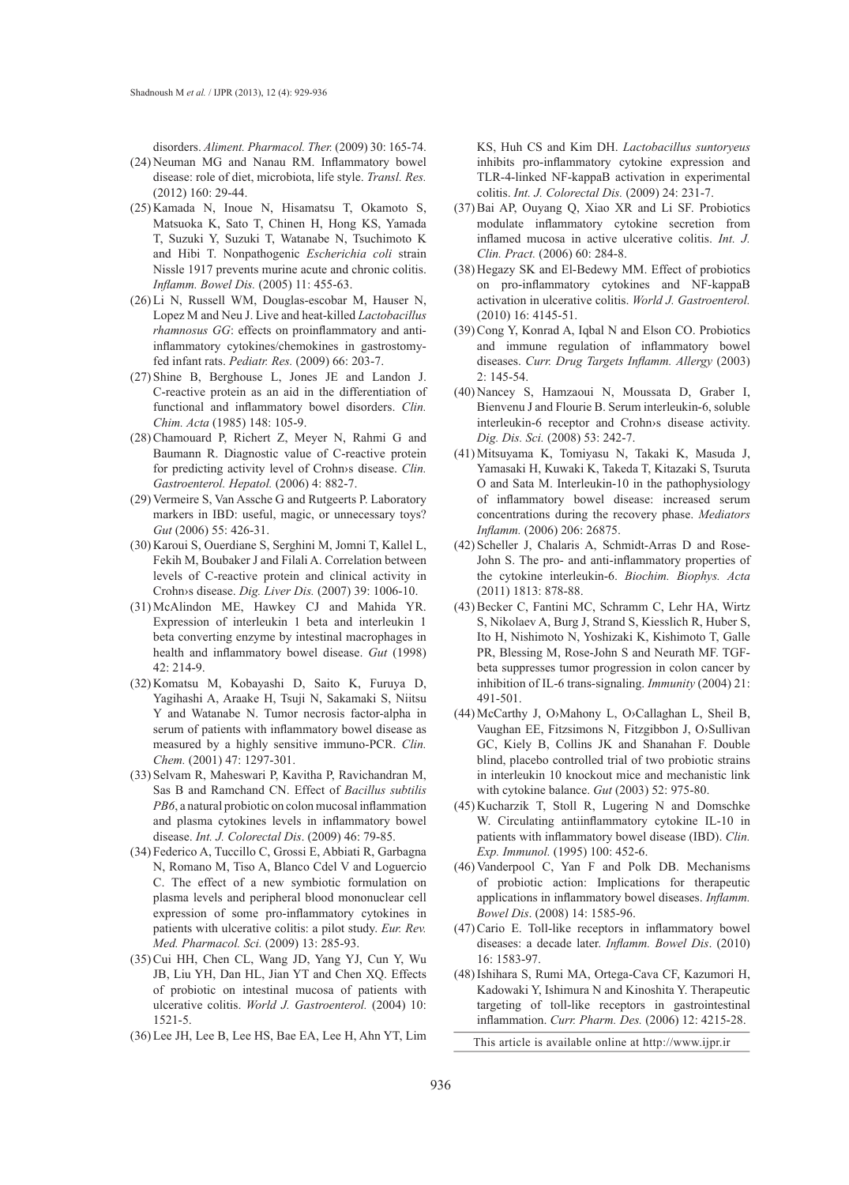disorders. *Aliment. Pharmacol. Ther.* (2009) 30: 165-74.

(24) Neuman MG and Nanau RM. Inflammatory bowel disease: role of diet, microbiota, life style. *Transl. Res.* (2012) 160: 29-44.

(25) Kamada N, Inoue N, Hisamatsu T, Okamoto S, Matsuoka K, Sato T, Chinen H, Hong KS, Yamada T, Suzuki Y, Suzuki T, Watanabe N, Tsuchimoto K and Hibi T. Nonpathogenic *Escherichia coli* strain Nissle 1917 prevents murine acute and chronic colitis. *Inflamm. Bowel Dis.* (2005) 11: 455-63.

(26) Li N, Russell WM, Douglas-escobar M, Hauser N, Lopez M and Neu J. Live and heat-killed *Lactobacillus rhamnosus GG*: effects on proinflammatory and anti-inflammatory cytokines/chemokines in gastrostomy-fed infant rats. *Pediatr. Res.* (2009) 66: 203-7.

(27) Shine B, Berghouse L, Jones JE and Landon J. C-reactive protein as an aid in the differentiation of functional and inflammatory bowel disorders. *Clin. Chim. Acta* (1985) 148: 105-9.

(28) Chamouard P, Richert Z, Meyer N, Rahmi G and Baumann R. Diagnostic value of C-reactive protein for predicting activity level of Crohn›s disease. *Clin. Gastroenterol. Hepatol.* (2006) 4: 882-7.

(29) Vermeire S, Van Assche G and Rutgeerts P. Laboratory markers in IBD: useful, magic, or unnecessary toys? *Gut* (2006) 55: 426-31.

(30) Karoui S, Ouerdiane S, Serghini M, Jomni T, Kallel L, Fekih M, Boubaker J and Filali A. Correlation between levels of C-reactive protein and clinical activity in Crohn›s disease. *Dig. Liver Dis.* (2007) 39: 1006-10.

(31) McAlindon ME, Hawkey CJ and Mahida YR. Expression of interleukin 1 beta and interleukin 1 beta converting enzyme by intestinal macrophages in health and inflammatory bowel disease. *Gut* (1998) 42: 214-9.

(32) Komatsu M, Kobayashi D, Saito K, Furuya D, Yagihashi A, Araake H, Tsuji N, Sakamaki S, Niitsu Y and Watanabe N. Tumor necrosis factor-alpha in serum of patients with inflammatory bowel disease as measured by a highly sensitive immuno-PCR. *Clin. Chem.* (2001) 47: 1297-301.

(33) Selvam R, Maheswari P, Kavitha P, Ravichandran M, Sas B and Ramchand CN. Effect of *Bacillus subtilis PB6*, a natural probiotic on colon mucosal inflammation and plasma cytokines levels in inflammatory bowel disease. *Int. J. Colorectal Dis*. (2009) 46: 79-85.

(34) Federico A, Tuccillo C, Grossi E, Abbiati R, Garbagna N, Romano M, Tiso A, Blanco Cdel V and Loguercio C. The effect of a new symbiotic formulation on plasma levels and peripheral blood mononuclear cell expression of some pro-inflammatory cytokines in patients with ulcerative colitis: a pilot study. *Eur. Rev. Med. Pharmacol. Sci.* (2009) 13: 285-93.

(35) Cui HH, Chen CL, Wang JD, Yang YJ, Cun Y, Wu JB, Liu YH, Dan HL, Jian YT and Chen XQ. Effects of probiotic on intestinal mucosa of patients with ulcerative colitis. *World J. Gastroenterol.* (2004) 10: 1521-5.

(36) Lee JH, Lee B, Lee HS, Bae EA, Lee H, Ahn YT, Lim KS, Huh CS and Kim DH. *Lactobacillus suntoryeus* inhibits pro-inflammatory cytokine expression and TLR-4-linked NF-kappaB activation in experimental colitis. *Int. J. Colorectal Dis.* (2009) 24: 231-7.

(37) Bai AP, Ouyang Q, Xiao XR and Li SF. Probiotics modulate inflammatory cytokine secretion from inflamed mucosa in active ulcerative colitis. *Int. J. Clin. Pract.* (2006) 60: 284-8.

(38) Hegazy SK and El-Bedewy MM. Effect of probiotics on pro-inflammatory cytokines and NF-kappaB activation in ulcerative colitis. *World J. Gastroenterol.* (2010) 16: 4145-51.

(39) Cong Y, Konrad A, Iqbal N and Elson CO. Probiotics and immune regulation of inflammatory bowel diseases. *Curr. Drug Targets Inflamm. Allergy* (2003) 2: 145-54.

(40) Nancey S, Hamzaoui N, Moussata D, Graber I, Bienvenu J and Flourie B. Serum interleukin-6, soluble interleukin-6 receptor and Crohn›s disease activity. *Dig. Dis. Sci.* (2008) 53: 242-7.

(41) Mitsuyama K, Tomiyasu N, Takaki K, Masuda J, Yamasaki H, Kuwaki K, Takeda T, Kitazaki S, Tsuruta O and Sata M. Interleukin-10 in the pathophysiology of inflammatory bowel disease: increased serum concentrations during the recovery phase. *Mediators Inflamm.* (2006) 206: 26875.

(42) Scheller J, Chalaris A, Schmidt-Arras D and Rose-John S. The pro- and anti-inflammatory properties of the cytokine interleukin-6. *Biochim. Biophys. Acta* (2011) 1813: 878-88.

(43) Becker C, Fantini MC, Schramm C, Lehr HA, Wirtz S, Nikolaev A, Burg J, Strand S, Kiesslich R, Huber S, Ito H, Nishimoto N, Yoshizaki K, Kishimoto T, Galle PR, Blessing M, Rose-John S and Neurath MF. TGF-beta suppresses tumor progression in colon cancer by inhibition of IL-6 trans-signaling. *Immunity* (2004) 21: 491-501.

(44) McCarthy J, O›Mahony L, O›Callaghan L, Sheil B, Vaughan EE, Fitzsimons N, Fitzgibbon J, O›Sullivan GC, Kiely B, Collins JK and Shanahan F. Double blind, placebo controlled trial of two probiotic strains in interleukin 10 knockout mice and mechanistic link with cytokine balance. *Gut* (2003) 52: 975-80.

(45) Kucharzik T, Stoll R, Lugering N and Domschke W. Circulating antiinflammatory cytokine IL-10 in patients with inflammatory bowel disease (IBD). *Clin. Exp. Immunol.* (1995) 100: 452-6.

(46) Vanderpool C, Yan F and Polk DB. Mechanisms of probiotic action: Implications for therapeutic applications in inflammatory bowel diseases. *Inflamm. Bowel Dis*. (2008) 14: 1585-96.

(47) Cario E. Toll-like receptors in inflammatory bowel diseases: a decade later. *Inflamm. Bowel Dis*. (2010) 16: 1583-97.

(48) Ishihara S, Rumi MA, Ortega-Cava CF, Kazumori H, Kadowaki Y, Ishimura N and Kinoshita Y. Therapeutic targeting of toll-like receptors in gastrointestinal inflammation. *Curr. Pharm. Des.* (2006) 12: 4215-28.

This article is available online at http://www.ijpr.ir